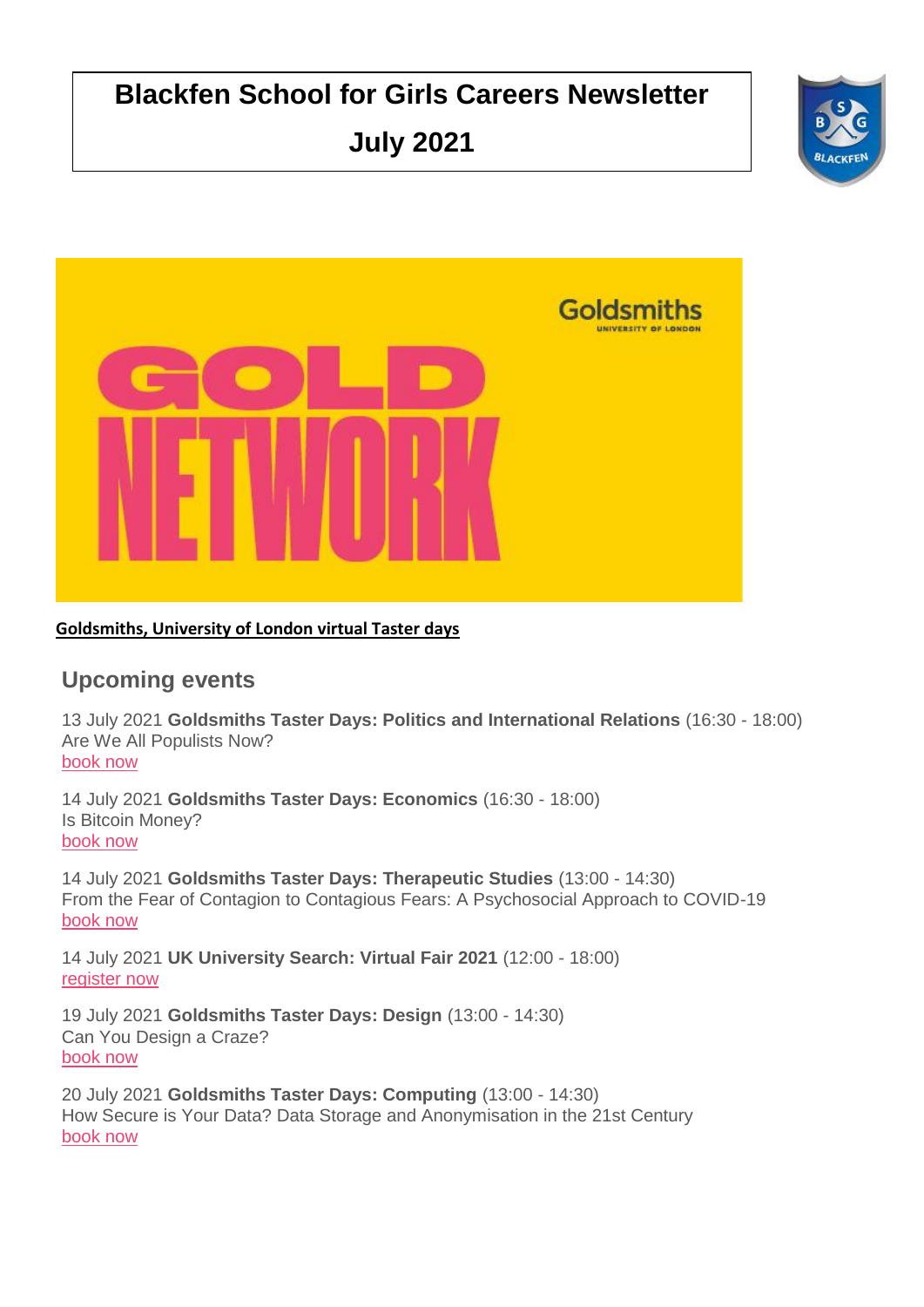# Blackfen School for Girls Careers Newsletter

# July 2021

**Goldsmiths, University of London virtual Taster days**

## Upcoming events

13 July 2021 **Goldsmiths Taster Days: Politics and International Relations** (16:30 - 18:00)
Are We All Populists Now?
book now

14 July 2021 **Goldsmiths Taster Days: Economics** (16:30 - 18:00)
Is Bitcoin Money?
book now

14 July 2021 **Goldsmiths Taster Days: Therapeutic Studies** (13:00 - 14:30)
From the Fear of Contagion to Contagious Fears: A Psychosocial Approach to COVID-19
book now

14 July 2021 **UK University Search: Virtual Fair 2021** (12:00 - 18:00)
register now

19 July 2021 **Goldsmiths Taster Days: Design** (13:00 - 14:30)
Can You Design a Craze?
book now

20 July 2021 **Goldsmiths Taster Days: Computing** (13:00 - 14:30)
How Secure is Your Data? Data Storage and Anonymisation in the 21st Century
book now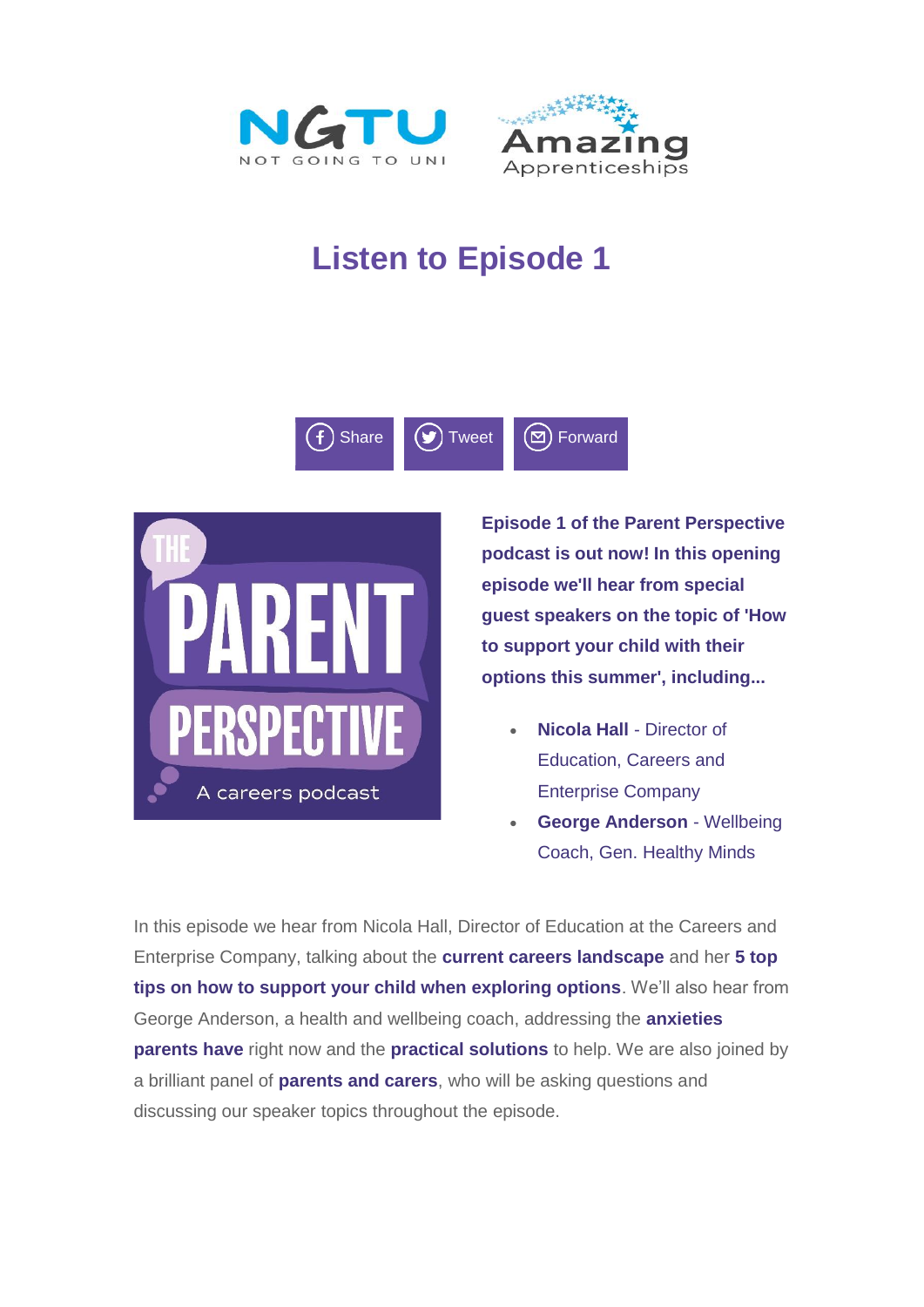# Listen to Episode 1

Share Tweet Forward

**Episode 1 of the Parent Perspective podcast is out now! In this opening episode we'll hear from special guest speakers on the topic of 'How to support your child with their options this summer', including...**

- **Nicola Hall** - Director of Education, Careers and Enterprise Company
- **George Anderson** - Wellbeing Coach, Gen. Healthy Minds

In this episode we hear from Nicola Hall, Director of Education at the Careers and Enterprise Company, talking about the **current careers landscape** and her **5 top tips on how to support your child when exploring options**. We'll also hear from George Anderson, a health and wellbeing coach, addressing the **anxieties parents have** right now and the **practical solutions** to help. We are also joined by a brilliant panel of **parents and carers**, who will be asking questions and discussing our speaker topics throughout the episode.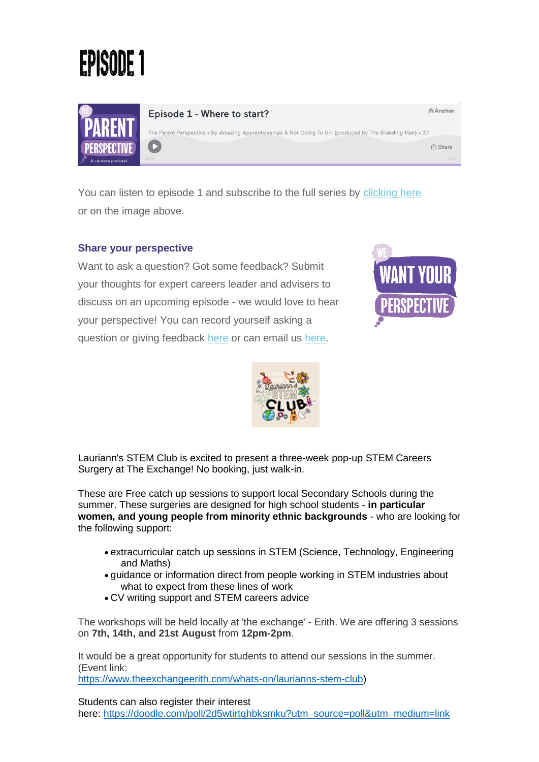# EPISODE 1

You can listen to episode 1 and subscribe to the full series by clicking here or on the image above.

### Share your perspective

Want to ask a question? Got some feedback? Submit your thoughts for expert careers leader and advisers to discuss on an upcoming episode - we would love to hear your perspective! You can record yourself asking a question or giving feedback here or can email us here.

Lauriann's STEM Club is excited to present a three-week pop-up STEM Careers Surgery at The Exchange! No booking, just walk-in.

These are Free catch up sessions to support local Secondary Schools during the summer. These surgeries are designed for high school students - **in particular women, and young people from minority ethnic backgrounds** - who are looking for the following support:

- extracurricular catch up sessions in STEM (Science, Technology, Engineering and Maths)
- guidance or information direct from people working in STEM industries about what to expect from these lines of work
- CV writing support and STEM careers advice

The workshops will be held locally at 'the exchange' - Erith. We are offering 3 sessions on **7th, 14th, and 21st August** from **12pm-2pm**.

It would be a great opportunity for students to attend our sessions in the summer. (Event link: https://www.theexchangeerith.com/whats-on/lauriannss-stem-club)

Students can also register their interest here: https://doodle.com/poll/2d5wtirtqhbksmku?utm_source=poll&utm_medium=link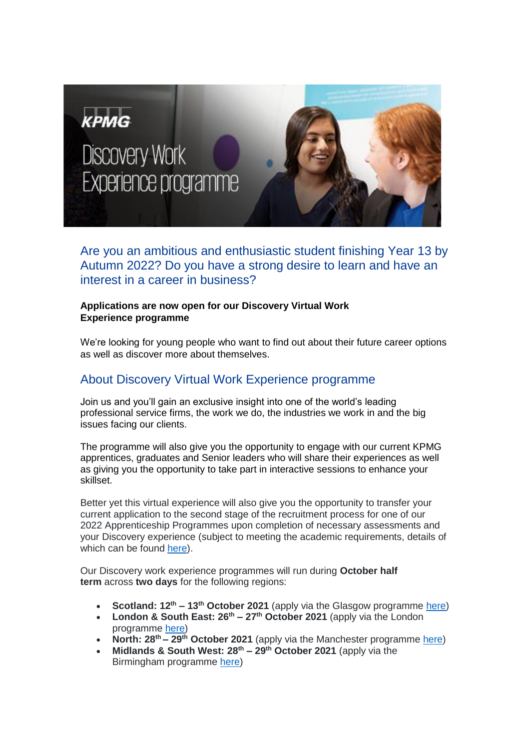Are you an ambitious and enthusiastic student finishing Year 13 by Autumn 2022? Do you have a strong desire to learn and have an interest in a career in business?

**Applications are now open for our Discovery Virtual Work Experience programme**

We're looking for young people who want to find out about their future career options as well as discover more about themselves.

## About Discovery Virtual Work Experience programme

Join us and you'll gain an exclusive insight into one of the world's leading professional service firms, the work we do, the industries we work in and the big issues facing our clients.

The programme will also give you the opportunity to engage with our current KPMG apprentices, graduates and Senior leaders who will share their experiences as well as giving you the opportunity to take part in interactive sessions to enhance your skillset.

Better yet this virtual experience will also give you the opportunity to transfer your current application to the second stage of the recruitment process for one of our 2022 Apprenticeship Programmes upon completion of necessary assessments and your Discovery experience (subject to meeting the academic requirements, details of which can be found here).

Our Discovery work experience programmes will run during **October half term** across **two days** for the following regions:

- **Scotland: 12th – 13th October 2021** (apply via the Glasgow programme here)
- **London & South East: 26th – 27th October 2021** (apply via the London programme here)
- **North: 28th – 29th October 2021** (apply via the Manchester programme here)
- **Midlands & South West: 28th – 29th October 2021** (apply via the Birmingham programme here)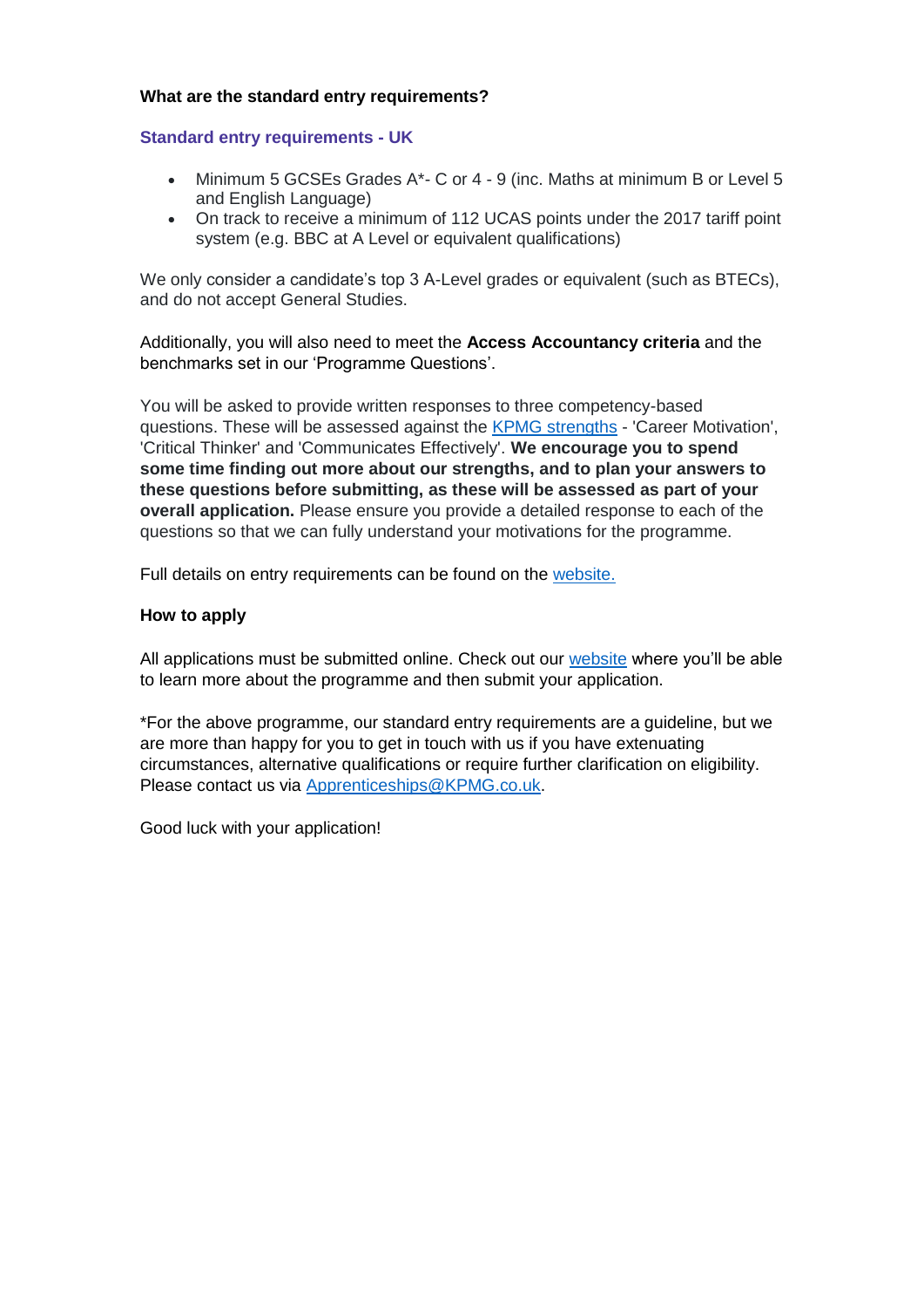**What are the standard entry requirements?**

### Standard entry requirements - UK

- Minimum 5 GCSEs Grades A*- C or 4 - 9 (inc. Maths at minimum B or Level 5 and English Language)
- On track to receive a minimum of 112 UCAS points under the 2017 tariff point system (e.g. BBC at A Level or equivalent qualifications)

We only consider a candidate's top 3 A-Level grades or equivalent (such as BTECs), and do not accept General Studies.

Additionally, you will also need to meet the **Access Accountancy criteria** and the benchmarks set in our 'Programme Questions'.

You will be asked to provide written responses to three competency-based questions. These will be assessed against the KPMG strengths - 'Career Motivation', 'Critical Thinker' and 'Communicates Effectively'. **We encourage you to spend some time finding out more about our strengths, and to plan your answers to these questions before submitting, as these will be assessed as part of your overall application.** Please ensure you provide a detailed response to each of the questions so that we can fully understand your motivations for the programme.

Full details on entry requirements can be found on the website.

**How to apply**

All applications must be submitted online. Check out our website where you'll be able to learn more about the programme and then submit your application.

*For the above programme, our standard entry requirements are a guideline, but we are more than happy for you to get in touch with us if you have extenuating circumstances, alternative qualifications or require further clarification on eligibility. Please contact us via Apprenticeships@KPMG.co.uk.

Good luck with your application!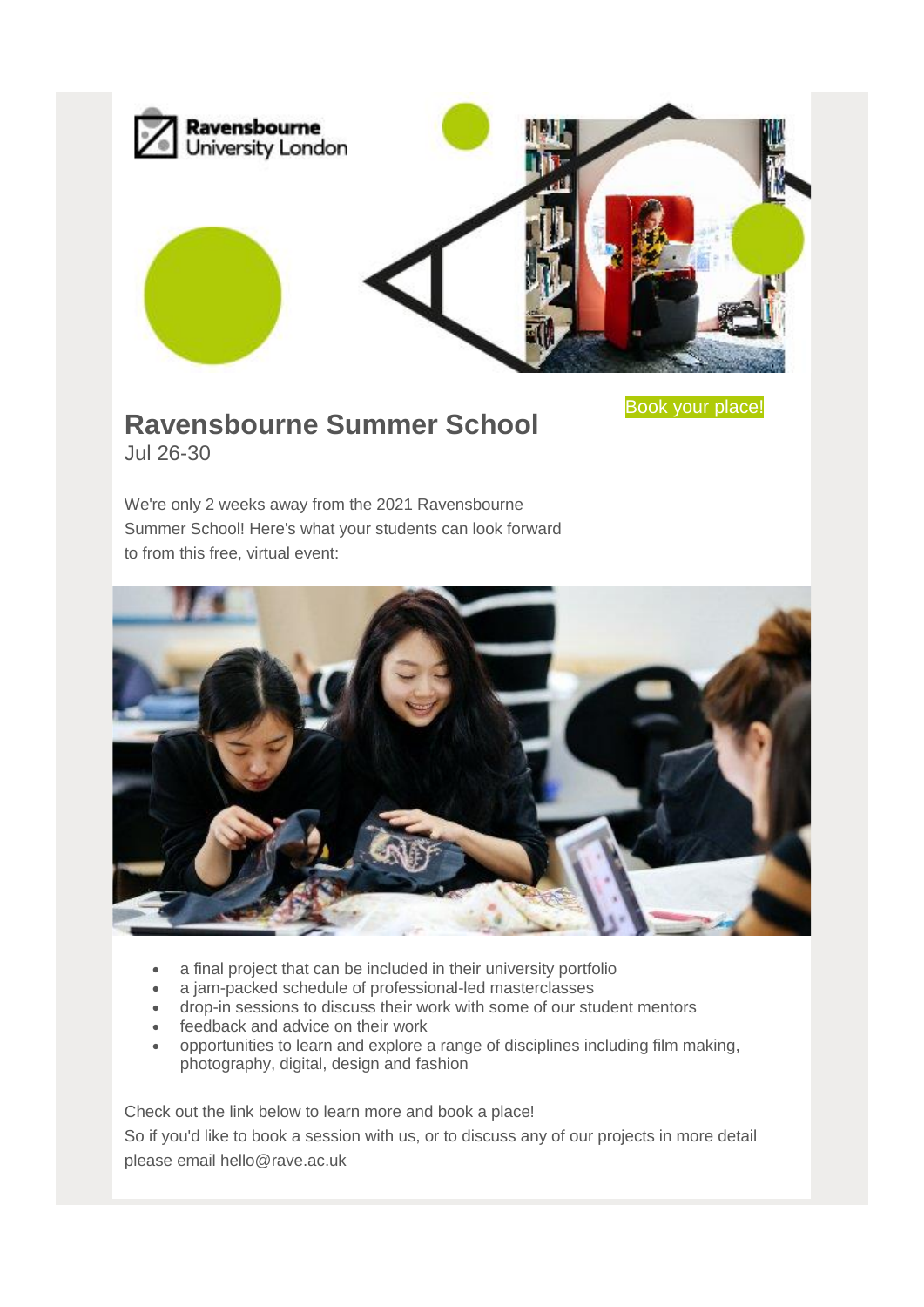Ravensbourne University London

Book your place!

## Ravensbourne Summer School

Jul 26-30

We're only 2 weeks away from the 2021 Ravensbourne Summer School! Here's what your students can look forward to from this free, virtual event:

- a final project that can be included in their university portfolio
- a jam-packed schedule of professional-led masterclasses
- drop-in sessions to discuss their work with some of our student mentors
- feedback and advice on their work
- opportunities to learn and explore a range of disciplines including film making, photography, digital, design and fashion

Check out the link below to learn more and book a place!

So if you'd like to book a session with us, or to discuss any of our projects in more detail please email hello@rave.ac.uk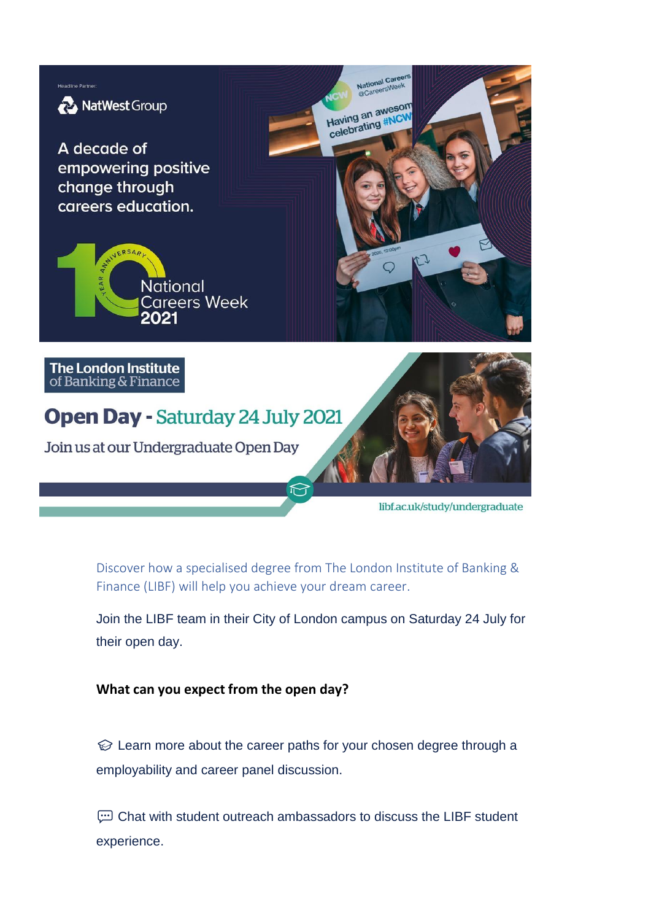Headline Partner:

NatWest Group

A decade of empowering positive change through careers education.

10 Year Anniversary National Careers Week 2021

The London Institute of Banking & Finance

# Open Day - Saturday 24 July 2021

Join us at our Undergraduate Open Day

libf.ac.uk/study/undergraduate

Discover how a specialised degree from The London Institute of Banking & Finance (LIBF) will help you achieve your dream career.

Join the LIBF team in their City of London campus on Saturday 24 July for their open day.

**What can you expect from the open day?**

🎓 Learn more about the career paths for your chosen degree through a employability and career panel discussion.

💬 Chat with student outreach ambassadors to discuss the LIBF student experience.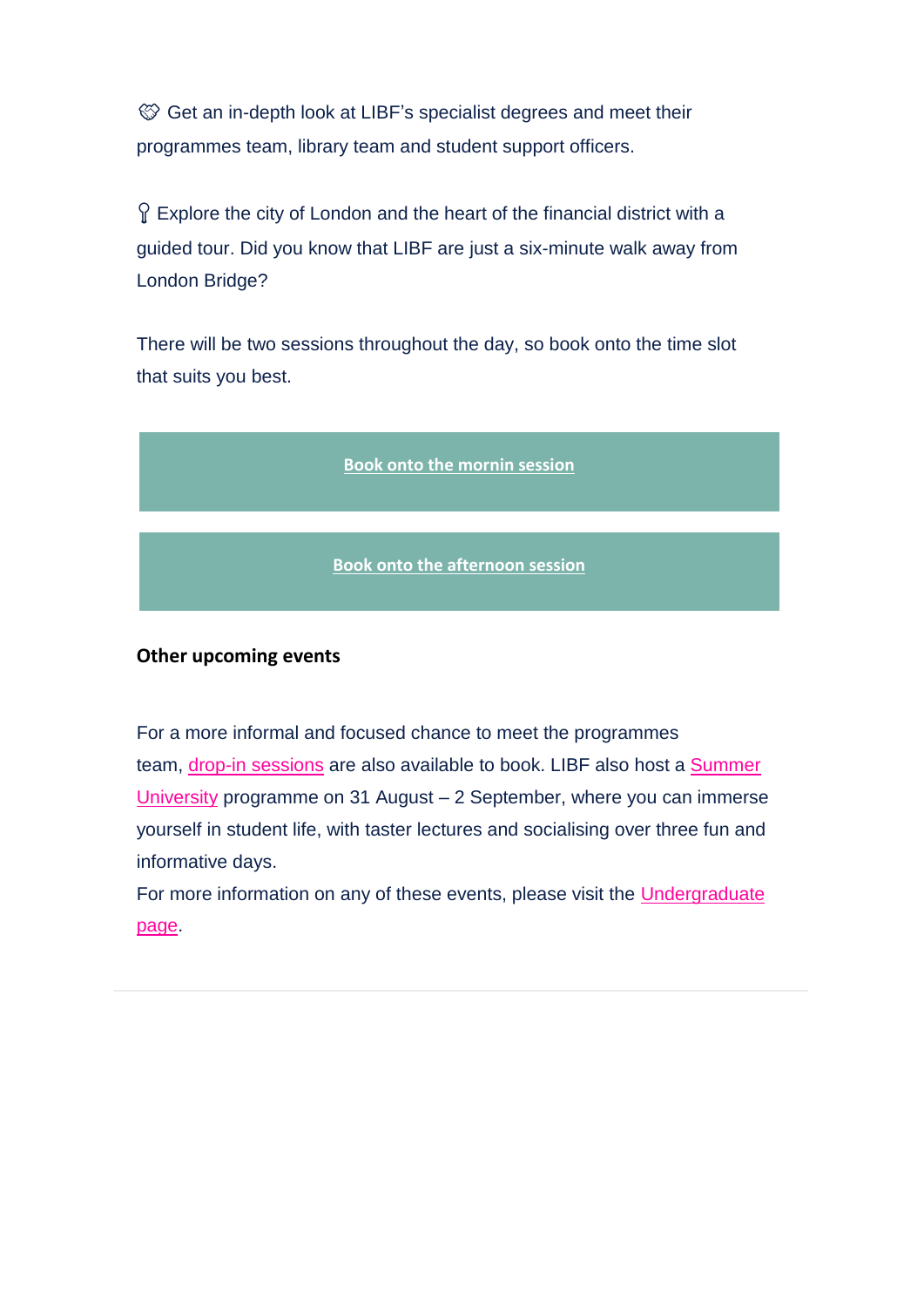💝 Get an in-depth look at LIBF's specialist degrees and meet their programmes team, library team and student support officers.

📍 Explore the city of London and the heart of the financial district with a guided tour. Did you know that LIBF are just a six-minute walk away from London Bridge?

There will be two sessions throughout the day, so book onto the time slot that suits you best.

**Book onto the mornin session**

**Book onto the afternoon session**

**Other upcoming events**

For a more informal and focused chance to meet the programmes team, drop-in sessions are also available to book. LIBF also host a Summer University programme on 31 August – 2 September, where you can immerse yourself in student life, with taster lectures and socialising over three fun and informative days.

For more information on any of these events, please visit the Undergraduate page.